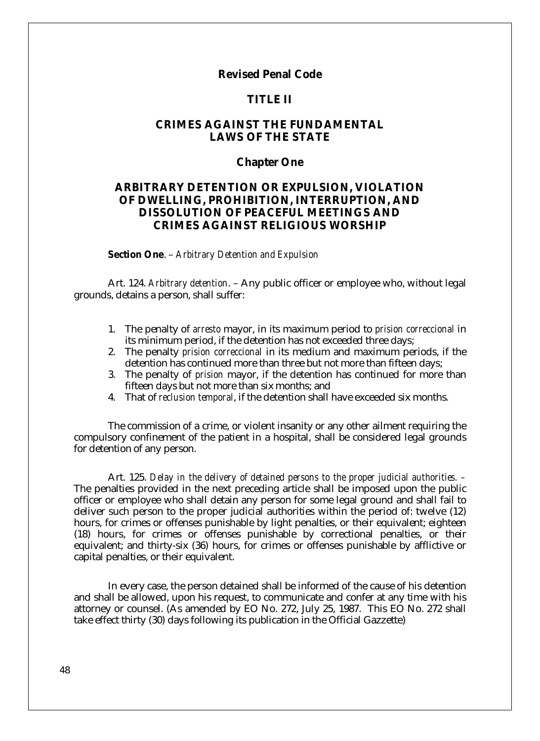# Revised Penal Code

## TITLE II

## CRIMES AGAINST THE FUNDAMENTAL LAWS OF THE STATE

### Chapter One

### ARBITRARY DETENTION OR EXPULSION, VIOLATION OF DWELLING, PROHIBITION, INTERRUPTION, AND DISSOLUTION OF PEACEFUL MEETINGS AND CRIMES AGAINST RELIGIOUS WORSHIP

**Section One**. – *Arbitrary Detention and Expulsion*

Art. 124. *Arbitrary detention*. – Any public officer or employee who, without legal grounds, detains a person, shall suffer:

1. The penalty of *arresto* mayor, in its maximum period to *prision correccional* in its minimum period, if the detention has not exceeded three days;
2. The penalty *prision correccional* in its medium and maximum periods, if the detention has continued more than three but not more than fifteen days;
3. The penalty of *prision* mayor, if the detention has continued for more than fifteen days but not more than six months; and
4. That of *reclusion temporal*, if the detention shall have exceeded six months.

The commission of a crime, or violent insanity or any other ailment requiring the compulsory confinement of the patient in a hospital, shall be considered legal grounds for detention of any person.

Art. 125. *Delay in the delivery of detained persons to the proper judicial authorities.* – The penalties provided in the next preceding article shall be imposed upon the public officer or employee who shall detain any person for some legal ground and shall fail to deliver such person to the proper judicial authorities within the period of: twelve (12) hours, for crimes or offenses punishable by light penalties, or their equivalent; eighteen (18) hours, for crimes or offenses punishable by correctional penalties, or their equivalent; and thirty-six (36) hours, for crimes or offenses punishable by afflictive or capital penalties, or their equivalent.

In every case, the person detained shall be informed of the cause of his detention and shall be allowed, upon his request, to communicate and confer at any time with his attorney or counsel. (As amended by EO No. 272, July 25, 1987. This EO No. 272 shall take effect thirty (30) days following its publication in the Official Gazette)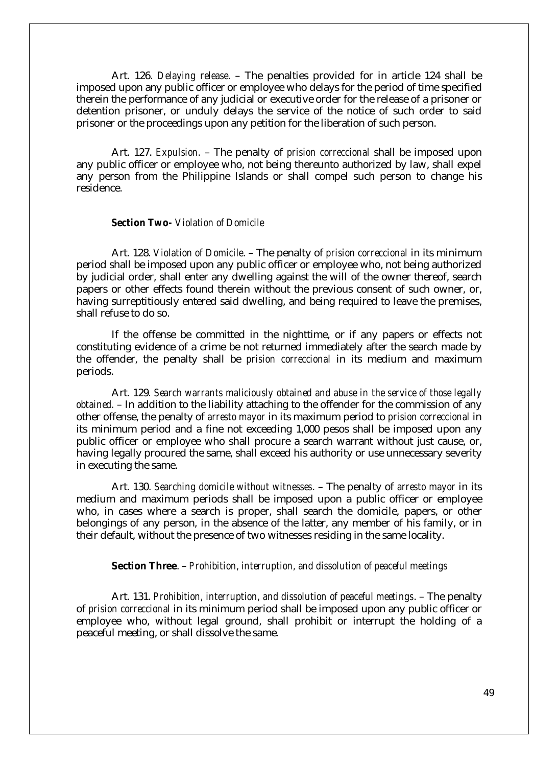Art. 126. *Delaying release*. – The penalties provided for in article 124 shall be imposed upon any public officer or employee who delays for the period of time specified therein the performance of any judicial or executive order for the release of a prisoner or detention prisoner, or unduly delays the service of the notice of such order to said prisoner or the proceedings upon any petition for the liberation of such person.

Art. 127. *Expulsion*. – The penalty of *prision correccional* shall be imposed upon any public officer or employee who, not being thereunto authorized by law, shall expel any person from the Philippine Islands or shall compel such person to change his residence.

**Section Two-** *Violation of Domicile*

Art. 128. *Violation of Domicile*. – The penalty of *prision correccional* in its minimum period shall be imposed upon any public officer or employee who, not being authorized by judicial order, shall enter any dwelling against the will of the owner thereof, search papers or other effects found therein without the previous consent of such owner, or, having surreptitiously entered said dwelling, and being required to leave the premises, shall refuse to do so.

If the offense be committed in the nighttime, or if any papers or effects not constituting evidence of a crime be not returned immediately after the search made by the offender, the penalty shall be *prision correccional* in its medium and maximum periods.

Art. 129. *Search warrants maliciously obtained and abuse in the service of those legally obtained*. – In addition to the liability attaching to the offender for the commission of any other offense, the penalty of *arresto mayor* in its maximum period to *prision correccional* in its minimum period and a fine not exceeding 1,000 pesos shall be imposed upon any public officer or employee who shall procure a search warrant without just cause, or, having legally procured the same, shall exceed his authority or use unnecessary severity in executing the same.

Art. 130. *Searching domicile without witnesses*. – The penalty of *arresto mayor* in its medium and maximum periods shall be imposed upon a public officer or employee who, in cases where a search is proper, shall search the domicile, papers, or other belongings of any person, in the absence of the latter, any member of his family, or in their default, without the presence of two witnesses residing in the same locality.

**Section Three**. – *Prohibition, interruption, and dissolution of peaceful meetings*

Art. 131. *Prohibition, interruption, and dissolution of peaceful meetings*. – The penalty of *prision correccional* in its minimum period shall be imposed upon any public officer or employee who, without legal ground, shall prohibit or interrupt the holding of a peaceful meeting, or shall dissolve the same.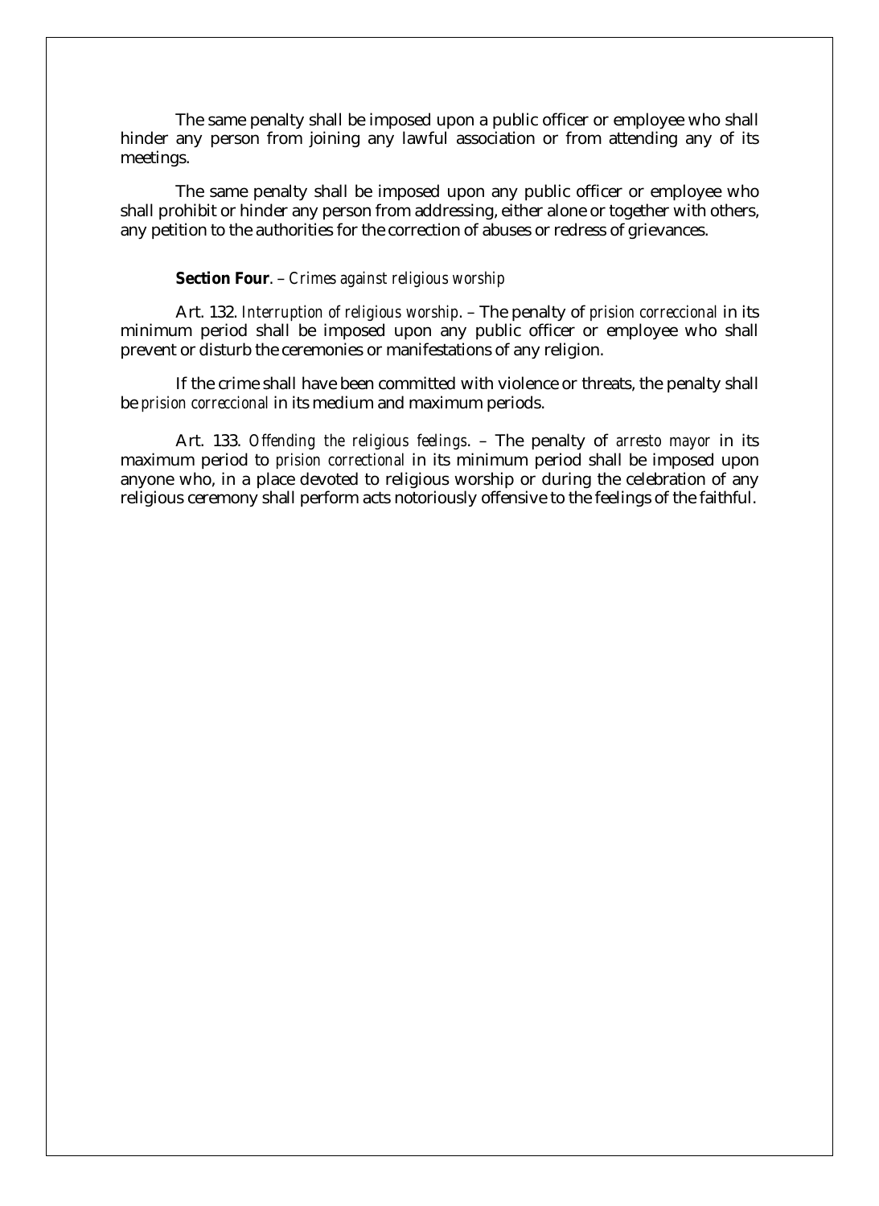The same penalty shall be imposed upon a public officer or employee who shall hinder any person from joining any lawful association or from attending any of its meetings.

The same penalty shall be imposed upon any public officer or employee who shall prohibit or hinder any person from addressing, either alone or together with others, any petition to the authorities for the correction of abuses or redress of grievances.

**Section Four**. – *Crimes against religious worship*

Art. 132. *Interruption of religious worship*. – The penalty of *prision correccional* in its minimum period shall be imposed upon any public officer or employee who shall prevent or disturb the ceremonies or manifestations of any religion.

If the crime shall have been committed with violence or threats, the penalty shall be *prision correccional* in its medium and maximum periods.

Art. 133. *Offending the religious feelings*. – The penalty of *arresto mayor* in its maximum period to *prision correctional* in its minimum period shall be imposed upon anyone who, in a place devoted to religious worship or during the celebration of any religious ceremony shall perform acts notoriously offensive to the feelings of the faithful.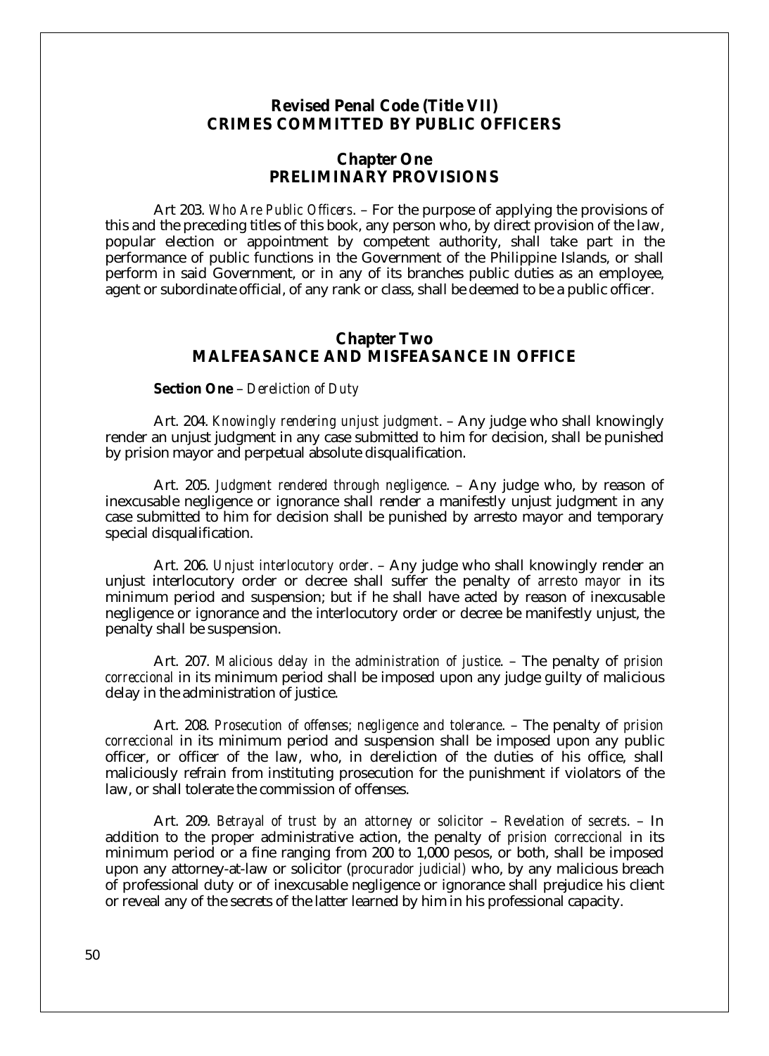## Revised Penal Code (Title VII)
## CRIMES COMMITTED BY PUBLIC OFFICERS

### Chapter One
### PRELIMINARY PROVISIONS

Art 203. *Who Are Public Officers*. – For the purpose of applying the provisions of this and the preceding titles of this book, any person who, by direct provision of the law, popular election or appointment by competent authority, shall take part in the performance of public functions in the Government of the Philippine Islands, or shall perform in said Government, or in any of its branches public duties as an employee, agent or subordinate official, of any rank or class, shall be deemed to be a public officer.

### Chapter Two
### MALFEASANCE AND MISFEASANCE IN OFFICE

**Section One** – *Dereliction of Duty*

Art. 204. *Knowingly rendering unjust judgment*. – Any judge who shall knowingly render an unjust judgment in any case submitted to him for decision, shall be punished by prision mayor and perpetual absolute disqualification.

Art. 205. *Judgment rendered through negligence*. – Any judge who, by reason of inexcusable negligence or ignorance shall render a manifestly unjust judgment in any case submitted to him for decision shall be punished by arresto mayor and temporary special disqualification.

Art. 206. *Unjust interlocutory order*. – Any judge who shall knowingly render an unjust interlocutory order or decree shall suffer the penalty of *arresto mayor* in its minimum period and suspension; but if he shall have acted by reason of inexcusable negligence or ignorance and the interlocutory order or decree be manifestly unjust, the penalty shall be suspension.

Art. 207. *Malicious delay in the administration of justice*. – The penalty of *prision correccional* in its minimum period shall be imposed upon any judge guilty of malicious delay in the administration of justice.

Art. 208. *Prosecution of offenses; negligence and tolerance*. – The penalty of *prision correccional* in its minimum period and suspension shall be imposed upon any public officer, or officer of the law, who, in dereliction of the duties of his office, shall maliciously refrain from instituting prosecution for the punishment if violators of the law, or shall tolerate the commission of offenses.

Art. 209. *Betrayal of trust by an attorney or solicitor – Revelation of secrets*. – In addition to the proper administrative action, the penalty of *prision correccional* in its minimum period or a fine ranging from 200 to 1,000 pesos, or both, shall be imposed upon any attorney-at-law or solicitor (*procurador judicial*) who, by any malicious breach of professional duty or of inexcusable negligence or ignorance shall prejudice his client or reveal any of the secrets of the latter learned by him in his professional capacity.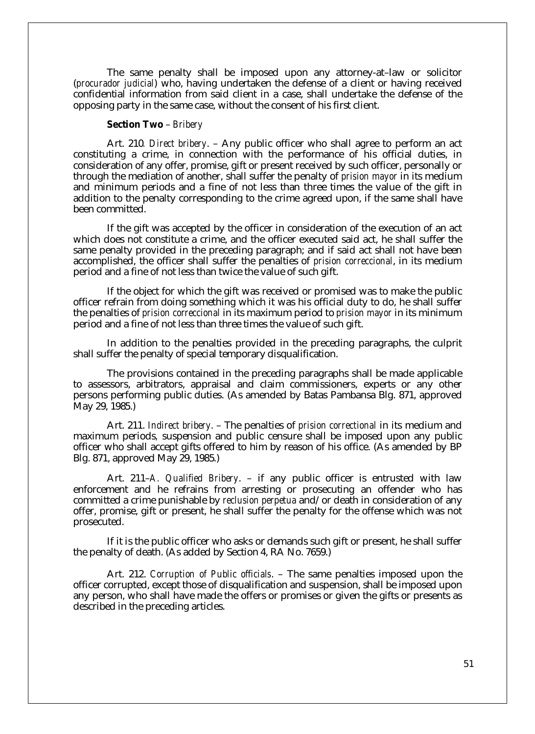The same penalty shall be imposed upon any attorney-at–law or solicitor (*procurador judicial*) who, having undertaken the defense of a client or having received confidential information from said client in a case, shall undertake the defense of the opposing party in the same case, without the consent of his first client.

**Section Two** – *Bribery*

Art. 210. *Direct bribery*. – Any public officer who shall agree to perform an act constituting a crime, in connection with the performance of his official duties, in consideration of any offer, promise, gift or present received by such officer, personally or through the mediation of another, shall suffer the penalty of *prision mayor* in its medium and minimum periods and a fine of not less than three times the value of the gift in addition to the penalty corresponding to the crime agreed upon, if the same shall have been committed.

If the gift was accepted by the officer in consideration of the execution of an act which does not constitute a crime, and the officer executed said act, he shall suffer the same penalty provided in the preceding paragraph; and if said act shall not have been accomplished, the officer shall suffer the penalties of *prision correccional*, in its medium period and a fine of not less than twice the value of such gift.

If the object for which the gift was received or promised was to make the public officer refrain from doing something which it was his official duty to do, he shall suffer the penalties of *prision correccional* in its maximum period to *prision mayor* in its minimum period and a fine of not less than three times the value of such gift.

In addition to the penalties provided in the preceding paragraphs, the culprit shall suffer the penalty of special temporary disqualification.

The provisions contained in the preceding paragraphs shall be made applicable to assessors, arbitrators, appraisal and claim commissioners, experts or any other persons performing public duties. (As amended by Batas Pambansa Blg. 871, approved May 29, 1985.)

Art. 211. *Indirect bribery*. – The penalties of *prision correctional* in its medium and maximum periods, suspension and public censure shall be imposed upon any public officer who shall accept gifts offered to him by reason of his office. (As amended by BP Blg. 871, approved May 29, 1985.)

Art. 211–*A. Qualified Bribery*. – if any public officer is entrusted with law enforcement and he refrains from arresting or prosecuting an offender who has committed a crime punishable by *reclusion perpetua* and/or death in consideration of any offer, promise, gift or present, he shall suffer the penalty for the offense which was not prosecuted.

If it is the public officer who asks or demands such gift or present, he shall suffer the penalty of death. (As added by Section 4, RA No. 7659.)

Art. 212. *Corruption of Public officials*. – The same penalties imposed upon the officer corrupted, except those of disqualification and suspension, shall be imposed upon any person, who shall have made the offers or promises or given the gifts or presents as described in the preceding articles.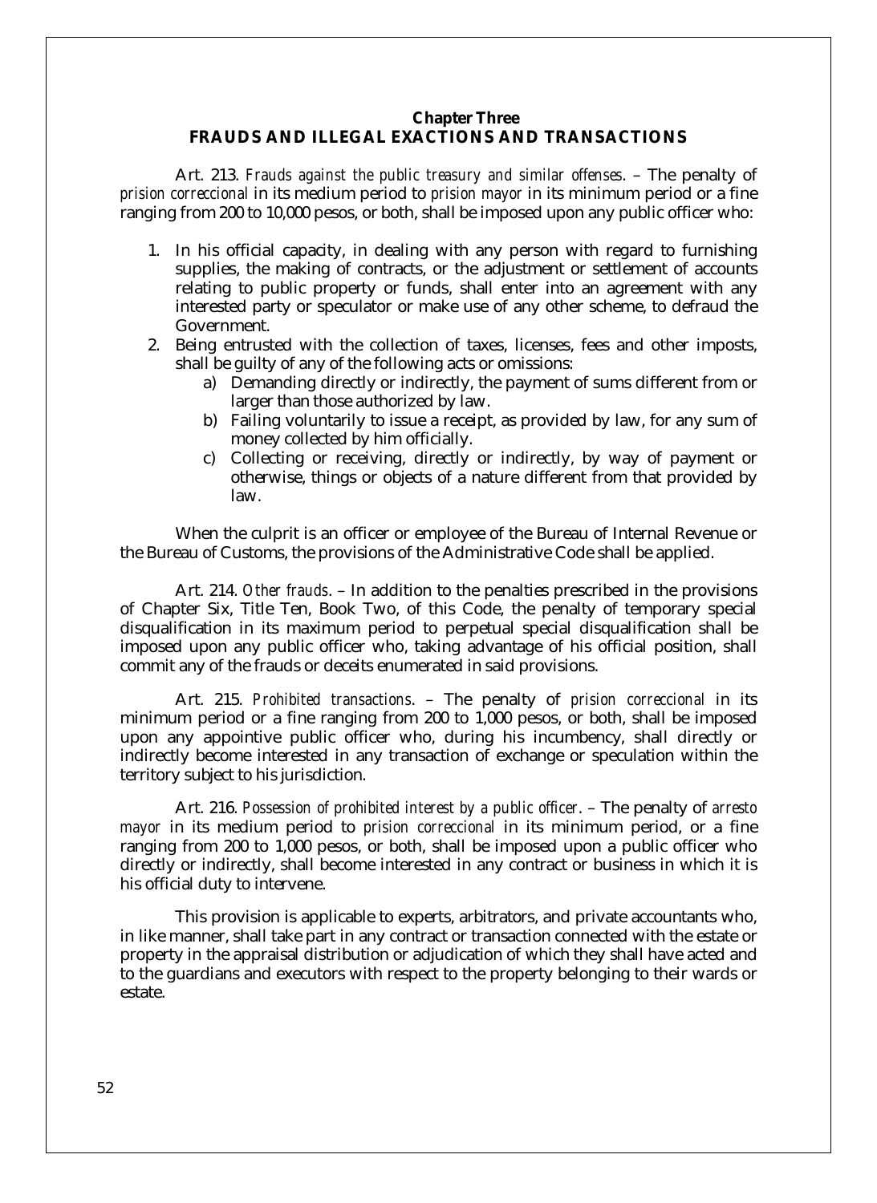## Chapter Three
## FRAUDS AND ILLEGAL EXACTIONS AND TRANSACTIONS

Art. 213. *Frauds against the public treasury and similar offenses*. – The penalty of *prision correccional* in its medium period to *prision mayor* in its minimum period or a fine ranging from 200 to 10,000 pesos, or both, shall be imposed upon any public officer who:

1. In his official capacity, in dealing with any person with regard to furnishing supplies, the making of contracts, or the adjustment or settlement of accounts relating to public property or funds, shall enter into an agreement with any interested party or speculator or make use of any other scheme, to defraud the Government.
2. Being entrusted with the collection of taxes, licenses, fees and other imposts, shall be guilty of any of the following acts or omissions:
    a) Demanding directly or indirectly, the payment of sums different from or larger than those authorized by law.
    b) Failing voluntarily to issue a receipt, as provided by law, for any sum of money collected by him officially.
    c) Collecting or receiving, directly or indirectly, by way of payment or otherwise, things or objects of a nature different from that provided by law.

When the culprit is an officer or employee of the Bureau of Internal Revenue or the Bureau of Customs, the provisions of the Administrative Code shall be applied.

Art. 214. *Other frauds*. – In addition to the penalties prescribed in the provisions of Chapter Six, Title Ten, Book Two, of this Code, the penalty of temporary special disqualification in its maximum period to perpetual special disqualification shall be imposed upon any public officer who, taking advantage of his official position, shall commit any of the frauds or deceits enumerated in said provisions.

Art. 215. *Prohibited transactions*. – The penalty of *prision correccional* in its minimum period or a fine ranging from 200 to 1,000 pesos, or both, shall be imposed upon any appointive public officer who, during his incumbency, shall directly or indirectly become interested in any transaction of exchange or speculation within the territory subject to his jurisdiction.

Art. 216. *Possession of prohibited interest by a public officer*. – The penalty of *arresto mayor* in its medium period to *prision correccional* in its minimum period, or a fine ranging from 200 to 1,000 pesos, or both, shall be imposed upon a public officer who directly or indirectly, shall become interested in any contract or business in which it is his official duty to intervene.

This provision is applicable to experts, arbitrators, and private accountants who, in like manner, shall take part in any contract or transaction connected with the estate or property in the appraisal distribution or adjudication of which they shall have acted and to the guardians and executors with respect to the property belonging to their wards or estate.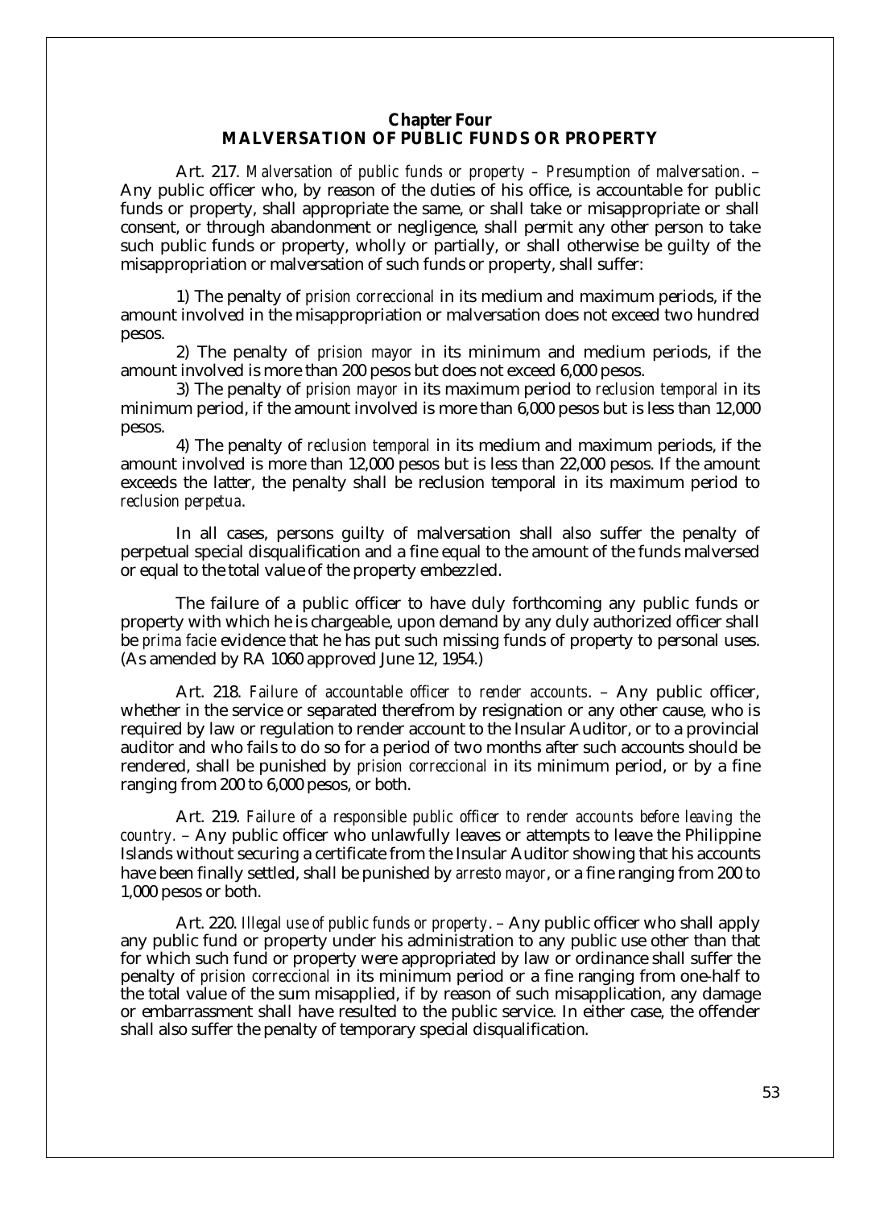## Chapter Four
## MALVERSATION OF PUBLIC FUNDS OR PROPERTY

Art. 217. *Malversation of public funds or property – Presumption of malversation*. – Any public officer who, by reason of the duties of his office, is accountable for public funds or property, shall appropriate the same, or shall take or misappropriate or shall consent, or through abandonment or negligence, shall permit any other person to take such public funds or property, wholly or partially, or shall otherwise be guilty of the misappropriation or malversation of such funds or property, shall suffer:

1) The penalty of *prision correccional* in its medium and maximum periods, if the amount involved in the misappropriation or malversation does not exceed two hundred pesos.

2) The penalty of *prision mayor* in its minimum and medium periods, if the amount involved is more than 200 pesos but does not exceed 6,000 pesos.

3) The penalty of *prision mayor* in its maximum period to *reclusion temporal* in its minimum period, if the amount involved is more than 6,000 pesos but is less than 12,000 pesos.

4) The penalty of *reclusion temporal* in its medium and maximum periods, if the amount involved is more than 12,000 pesos but is less than 22,000 pesos. If the amount exceeds the latter, the penalty shall be reclusion temporal in its maximum period to *reclusion perpetua*.

In all cases, persons guilty of malversation shall also suffer the penalty of perpetual special disqualification and a fine equal to the amount of the funds malversed or equal to the total value of the property embezzled.

The failure of a public officer to have duly forthcoming any public funds or property with which he is chargeable, upon demand by any duly authorized officer shall be *prima facie* evidence that he has put such missing funds of property to personal uses. (As amended by RA 1060 approved June 12, 1954.)

Art. 218. *Failure of accountable officer to render accounts*. – Any public officer, whether in the service or separated therefrom by resignation or any other cause, who is required by law or regulation to render account to the Insular Auditor, or to a provincial auditor and who fails to do so for a period of two months after such accounts should be rendered, shall be punished by *prision correccional* in its minimum period, or by a fine ranging from 200 to 6,000 pesos, or both.

Art. 219. *Failure of a responsible public officer to render accounts before leaving the country*. – Any public officer who unlawfully leaves or attempts to leave the Philippine Islands without securing a certificate from the Insular Auditor showing that his accounts have been finally settled, shall be punished by *arresto mayor*, or a fine ranging from 200 to 1,000 pesos or both.

Art. 220. *Illegal use of public funds or property*. – Any public officer who shall apply any public fund or property under his administration to any public use other than that for which such fund or property were appropriated by law or ordinance shall suffer the penalty of *prision correccional* in its minimum period or a fine ranging from one-half to the total value of the sum misapplied, if by reason of such misapplication, any damage or embarrassment shall have resulted to the public service. In either case, the offender shall also suffer the penalty of temporary special disqualification.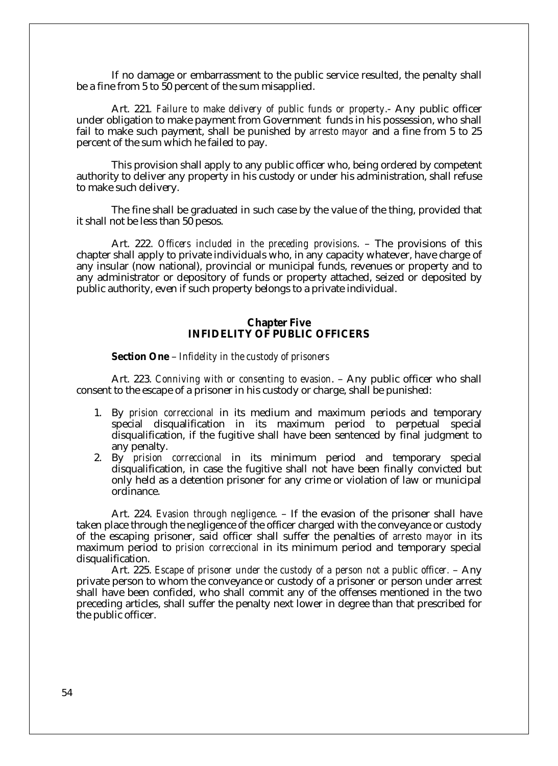If no damage or embarrassment to the public service resulted, the penalty shall be a fine from 5 to 50 percent of the sum misapplied.

Art. 221. *Failure to make delivery of public funds or property*.- Any public officer under obligation to make payment from Government funds in his possession, who shall fail to make such payment, shall be punished by *arresto mayor* and a fine from 5 to 25 percent of the sum which he failed to pay.

This provision shall apply to any public officer who, being ordered by competent authority to deliver any property in his custody or under his administration, shall refuse to make such delivery.

The fine shall be graduated in such case by the value of the thing, provided that it shall not be less than 50 pesos.

Art. 222. *Officers included in the preceding provisions*. – The provisions of this chapter shall apply to private individuals who, in any capacity whatever, have charge of any insular (now national), provincial or municipal funds, revenues or property and to any administrator or depository of funds or property attached, seized or deposited by public authority, even if such property belongs to a private individual.

## Chapter Five
## INFIDELITY OF PUBLIC OFFICERS

**Section One** – *Infidelity in the custody of prisoners*

Art. 223. *Conniving with or consenting to evasion*. – Any public officer who shall consent to the escape of a prisoner in his custody or charge, shall be punished:

1. By *prision correccional* in its medium and maximum periods and temporary special disqualification in its maximum period to perpetual special disqualification, if the fugitive shall have been sentenced by final judgment to any penalty.
2. By *prision correccional* in its minimum period and temporary special disqualification, in case the fugitive shall not have been finally convicted but only held as a detention prisoner for any crime or violation of law or municipal ordinance.

Art. 224. *Evasion through negligence*. – If the evasion of the prisoner shall have taken place through the negligence of the officer charged with the conveyance or custody of the escaping prisoner, said officer shall suffer the penalties of *arresto mayor* in its maximum period to *prision correccional* in its minimum period and temporary special disqualification.

Art. 225. *Escape of prisoner under the custody of a person not a public officer*. – Any private person to whom the conveyance or custody of a prisoner or person under arrest shall have been confided, who shall commit any of the offenses mentioned in the two preceding articles, shall suffer the penalty next lower in degree than that prescribed for the public officer.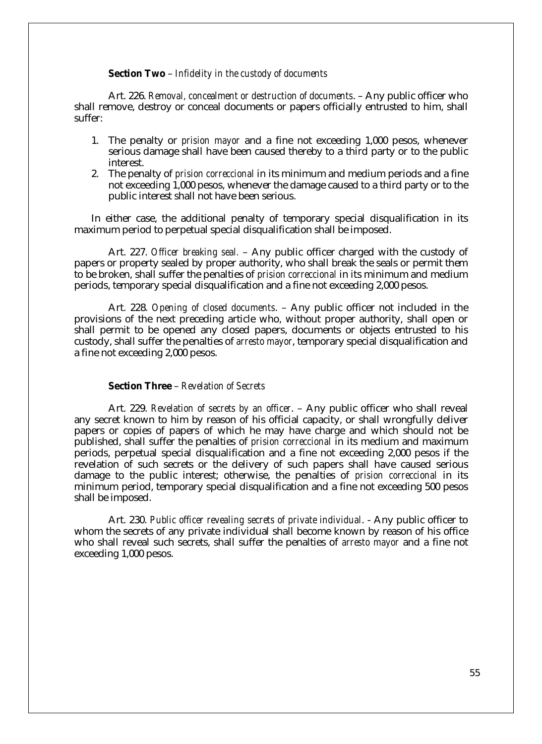**Section Two** – *Infidelity in the custody of documents*

Art. 226. *Removal, concealment or destruction of documents*. – Any public officer who shall remove, destroy or conceal documents or papers officially entrusted to him, shall suffer:

1. The penalty or *prision mayor* and a fine not exceeding 1,000 pesos, whenever serious damage shall have been caused thereby to a third party or to the public interest.
2. The penalty of *prision correccional* in its minimum and medium periods and a fine not exceeding 1,000 pesos, whenever the damage caused to a third party or to the public interest shall not have been serious.

In either case, the additional penalty of temporary special disqualification in its maximum period to perpetual special disqualification shall be imposed.

Art. 227. *Officer breaking seal.* – Any public officer charged with the custody of papers or property sealed by proper authority, who shall break the seals or permit them to be broken, shall suffer the penalties of *prision correccional* in its minimum and medium periods, temporary special disqualification and a fine not exceeding 2,000 pesos.

Art. 228. *Opening of closed documents*. – Any public officer not included in the provisions of the next preceding article who, without proper authority, shall open or shall permit to be opened any closed papers, documents or objects entrusted to his custody, shall suffer the penalties of *arresto mayor*, temporary special disqualification and a fine not exceeding 2,000 pesos.

**Section Three** – *Revelation of Secrets*

Art. 229. *Revelation of secrets by an officer*. – Any public officer who shall reveal any secret known to him by reason of his official capacity, or shall wrongfully deliver papers or copies of papers of which he may have charge and which should not be published, shall suffer the penalties of *prision correccional* in its medium and maximum periods, perpetual special disqualification and a fine not exceeding 2,000 pesos if the revelation of such secrets or the delivery of such papers shall have caused serious damage to the public interest; otherwise, the penalties of *prision correccional* in its minimum period, temporary special disqualification and a fine not exceeding 500 pesos shall be imposed.

Art. 230. *Public officer revealing secrets of private individual*. - Any public officer to whom the secrets of any private individual shall become known by reason of his office who shall reveal such secrets, shall suffer the penalties of *arresto mayor* and a fine not exceeding 1,000 pesos.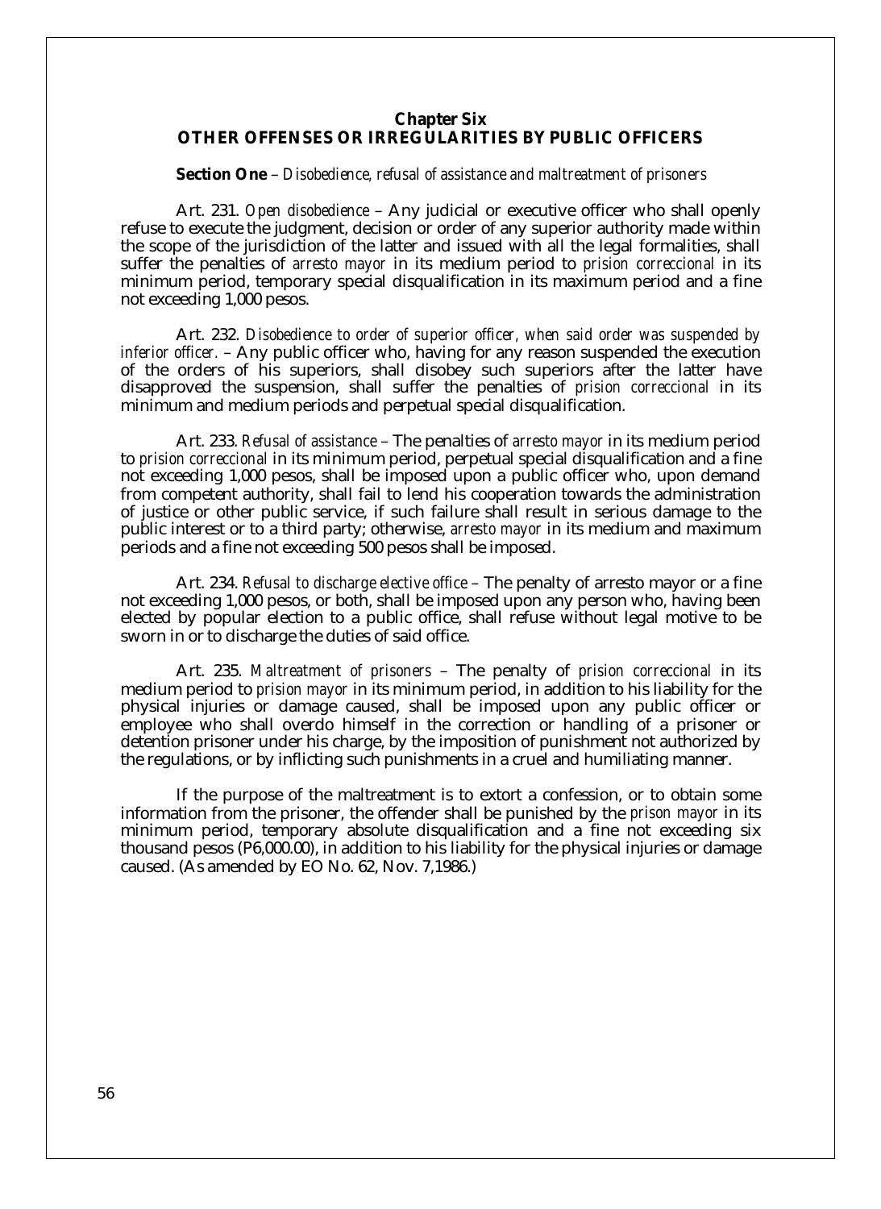## Chapter Six
## OTHER OFFENSES OR IRREGULARITIES BY PUBLIC OFFICERS

**Section One** – *Disobedience, refusal of assistance and maltreatment of prisoners*

Art. 231. *Open disobedience* – Any judicial or executive officer who shall openly refuse to execute the judgment, decision or order of any superior authority made within the scope of the jurisdiction of the latter and issued with all the legal formalities, shall suffer the penalties of *arresto mayor* in its medium period to *prision correccional* in its minimum period, temporary special disqualification in its maximum period and a fine not exceeding 1,000 pesos.

Art. 232. *Disobedience to order of superior officer, when said order was suspended by inferior officer.* – Any public officer who, having for any reason suspended the execution of the orders of his superiors, shall disobey such superiors after the latter have disapproved the suspension, shall suffer the penalties of *prision correccional* in its minimum and medium periods and perpetual special disqualification.

Art. 233. *Refusal of assistance* – The penalties of *arresto mayor* in its medium period to *prision correccional* in its minimum period, perpetual special disqualification and a fine not exceeding 1,000 pesos, shall be imposed upon a public officer who, upon demand from competent authority, shall fail to lend his cooperation towards the administration of justice or other public service, if such failure shall result in serious damage to the public interest or to a third party; otherwise, *arresto mayor* in its medium and maximum periods and a fine not exceeding 500 pesos shall be imposed.

Art. 234. *Refusal to discharge elective office* – The penalty of arresto mayor or a fine not exceeding 1,000 pesos, or both, shall be imposed upon any person who, having been elected by popular election to a public office, shall refuse without legal motive to be sworn in or to discharge the duties of said office.

Art. 235. *Maltreatment of prisoners* – The penalty of *prision correccional* in its medium period to *prision mayor* in its minimum period, in addition to his liability for the physical injuries or damage caused, shall be imposed upon any public officer or employee who shall overdo himself in the correction or handling of a prisoner or detention prisoner under his charge, by the imposition of punishment not authorized by the regulations, or by inflicting such punishments in a cruel and humiliating manner.

If the purpose of the maltreatment is to extort a confession, or to obtain some information from the prisoner, the offender shall be punished by the *prison mayor* in its minimum period, temporary absolute disqualification and a fine not exceeding six thousand pesos (P6,000.00), in addition to his liability for the physical injuries or damage caused. (As amended by EO No. 62, Nov. 7,1986.)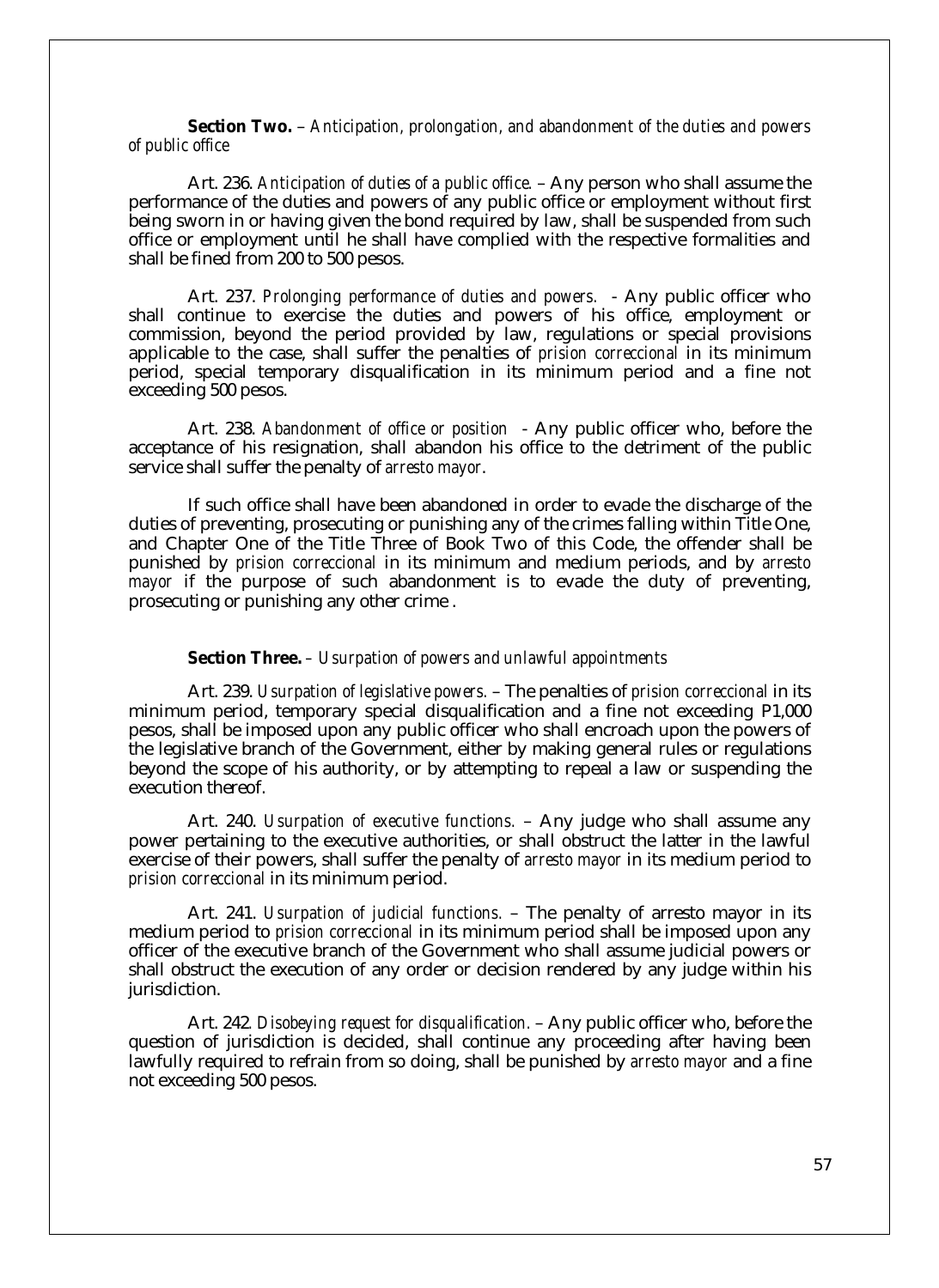**Section Two.** – *Anticipation, prolongation, and abandonment of the duties and powers of public office*

Art. 236. *Anticipation of duties of a public office.* – Any person who shall assume the performance of the duties and powers of any public office or employment without first being sworn in or having given the bond required by law, shall be suspended from such office or employment until he shall have complied with the respective formalities and shall be fined from 200 to 500 pesos.

Art. 237. *Prolonging performance of duties and powers.* - Any public officer who shall continue to exercise the duties and powers of his office, employment or commission, beyond the period provided by law, regulations or special provisions applicable to the case, shall suffer the penalties of *prision correccional* in its minimum period, special temporary disqualification in its minimum period and a fine not exceeding 500 pesos.

Art. 238. *Abandonment of office or position* - Any public officer who, before the acceptance of his resignation, shall abandon his office to the detriment of the public service shall suffer the penalty of *arresto mayor*.

If such office shall have been abandoned in order to evade the discharge of the duties of preventing, prosecuting or punishing any of the crimes falling within Title One, and Chapter One of the Title Three of Book Two of this Code, the offender shall be punished by *prision correccional* in its minimum and medium periods, and by *arresto mayor* if the purpose of such abandonment is to evade the duty of preventing, prosecuting or punishing any other crime .

**Section Three.** – *Usurpation of powers and unlawful appointments*

Art. 239. *Usurpation of legislative powers.* – The penalties of *prision correccional* in its minimum period, temporary special disqualification and a fine not exceeding P1,000 pesos, shall be imposed upon any public officer who shall encroach upon the powers of the legislative branch of the Government, either by making general rules or regulations beyond the scope of his authority, or by attempting to repeal a law or suspending the execution thereof.

Art. 240. *Usurpation of executive functions.* – Any judge who shall assume any power pertaining to the executive authorities, or shall obstruct the latter in the lawful exercise of their powers, shall suffer the penalty of *arresto mayor* in its medium period to *prision correccional* in its minimum period.

Art. 241. *Usurpation of judicial functions.* – The penalty of arresto mayor in its medium period to *prision correccional* in its minimum period shall be imposed upon any officer of the executive branch of the Government who shall assume judicial powers or shall obstruct the execution of any order or decision rendered by any judge within his jurisdiction.

Art. 242. *Disobeying request for disqualification.* – Any public officer who, before the question of jurisdiction is decided, shall continue any proceeding after having been lawfully required to refrain from so doing, shall be punished by *arresto mayor* and a fine not exceeding 500 pesos.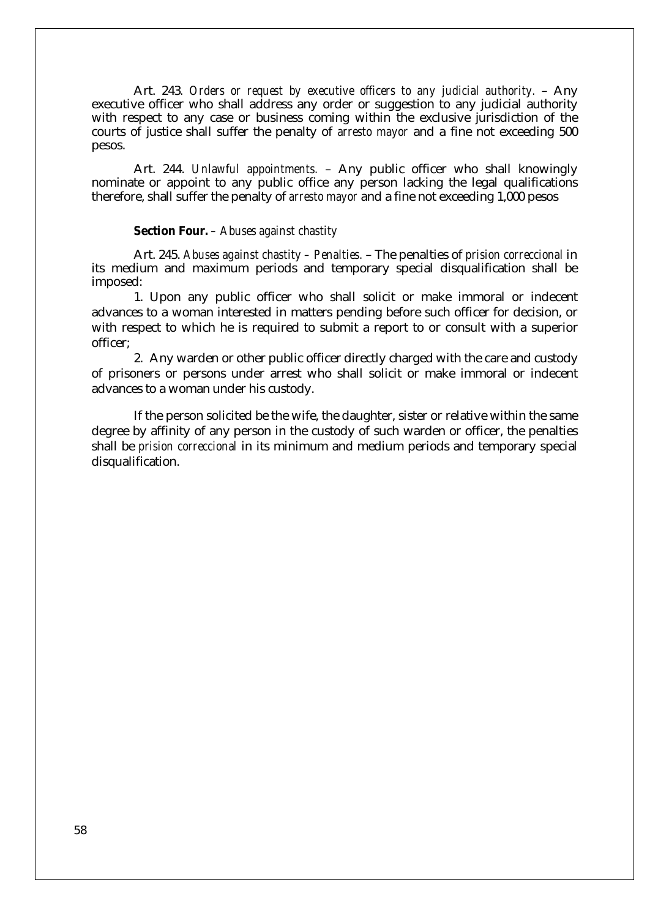Art. 243. *Orders or request by executive officers to any judicial authority.* – Any executive officer who shall address any order or suggestion to any judicial authority with respect to any case or business coming within the exclusive jurisdiction of the courts of justice shall suffer the penalty of *arresto mayor* and a fine not exceeding 500 pesos.

Art. 244. *Unlawful appointments.* – Any public officer who shall knowingly nominate or appoint to any public office any person lacking the legal qualifications therefore, shall suffer the penalty of *arresto mayor* and a fine not exceeding 1,000 pesos

**Section Four.** – *Abuses against chastity*

Art. 245. *Abuses against chastity – Penalties.* – The penalties of *prision correccional* in its medium and maximum periods and temporary special disqualification shall be imposed:

1. Upon any public officer who shall solicit or make immoral or indecent advances to a woman interested in matters pending before such officer for decision, or with respect to which he is required to submit a report to or consult with a superior officer;

2. Any warden or other public officer directly charged with the care and custody of prisoners or persons under arrest who shall solicit or make immoral or indecent advances to a woman under his custody.

If the person solicited be the wife, the daughter, sister or relative within the same degree by affinity of any person in the custody of such warden or officer, the penalties shall be *prision correccional* in its minimum and medium periods and temporary special disqualification.